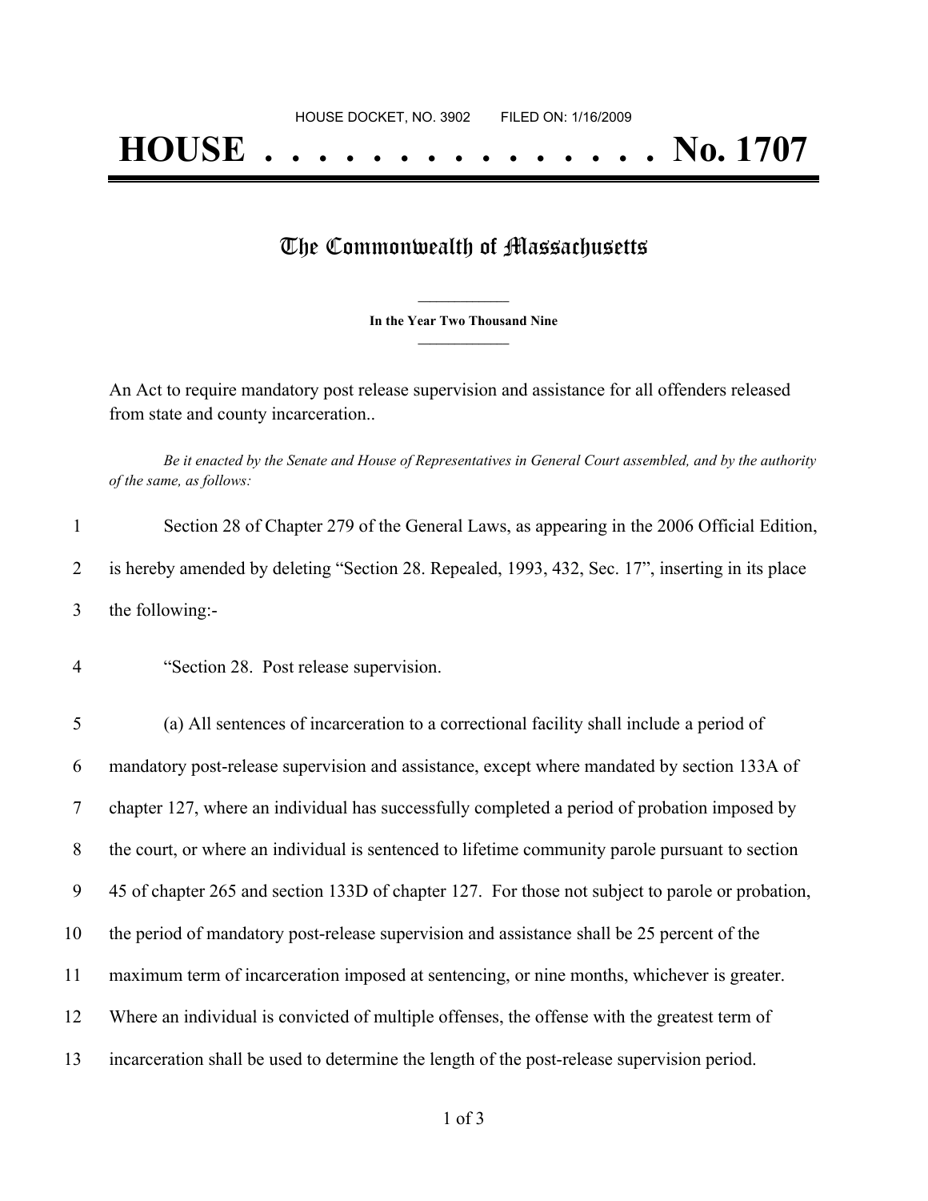HOUSE DOCKET, NO. 3902        FILED ON: 1/16/2009

# HOUSE . . . . . . . . . . . . . . . No. 1707

## The Commonwealth of Massachusetts

**In the Year Two Thousand Nine**

An Act to require mandatory post release supervision and assistance for all offenders released from state and county incarceration..

*Be it enacted by the Senate and House of Representatives in General Court assembled, and by the authority of the same, as follows:*

1 Section 28 of Chapter 279 of the General Laws, as appearing in the 2006 Official Edition,
2 is hereby amended by deleting "Section 28. Repealed, 1993, 432, Sec. 17", inserting in its place
3 the following:-

4 "Section 28. Post release supervision.

5 (a) All sentences of incarceration to a correctional facility shall include a period of
6 mandatory post-release supervision and assistance, except where mandated by section 133A of
7 chapter 127, where an individual has successfully completed a period of probation imposed by
8 the court, or where an individual is sentenced to lifetime community parole pursuant to section
9 45 of chapter 265 and section 133D of chapter 127. For those not subject to parole or probation,
10 the period of mandatory post-release supervision and assistance shall be 25 percent of the
11 maximum term of incarceration imposed at sentencing, or nine months, whichever is greater.
12 Where an individual is convicted of multiple offenses, the offense with the greatest term of
13 incarceration shall be used to determine the length of the post-release supervision period.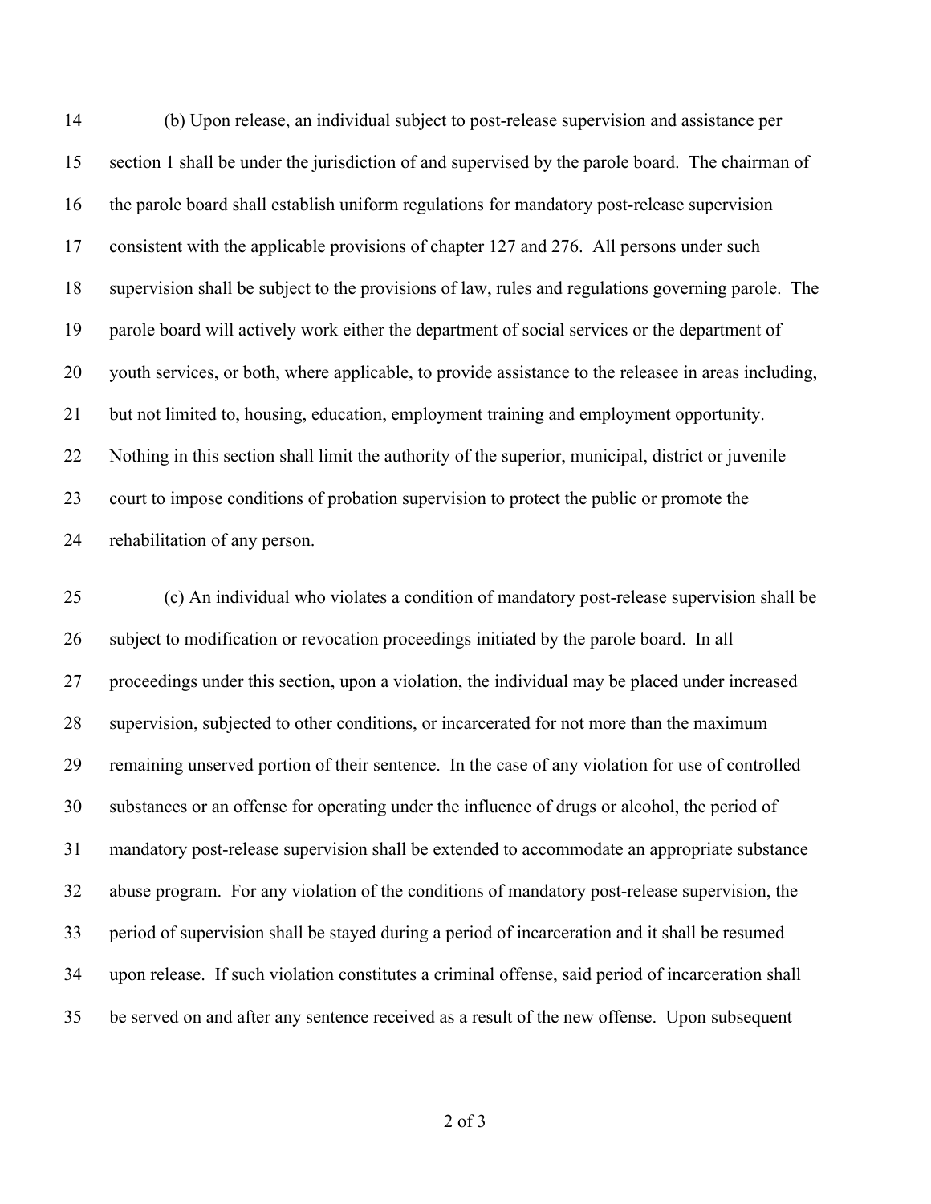(b) Upon release, an individual subject to post-release supervision and assistance per section 1 shall be under the jurisdiction of and supervised by the parole board. The chairman of the parole board shall establish uniform regulations for mandatory post-release supervision consistent with the applicable provisions of chapter 127 and 276. All persons under such supervision shall be subject to the provisions of law, rules and regulations governing parole. The parole board will actively work either the department of social services or the department of youth services, or both, where applicable, to provide assistance to the releasee in areas including, but not limited to, housing, education, employment training and employment opportunity. Nothing in this section shall limit the authority of the superior, municipal, district or juvenile court to impose conditions of probation supervision to protect the public or promote the rehabilitation of any person.

(c) An individual who violates a condition of mandatory post-release supervision shall be subject to modification or revocation proceedings initiated by the parole board. In all proceedings under this section, upon a violation, the individual may be placed under increased supervision, subjected to other conditions, or incarcerated for not more than the maximum remaining unserved portion of their sentence. In the case of any violation for use of controlled substances or an offense for operating under the influence of drugs or alcohol, the period of mandatory post-release supervision shall be extended to accommodate an appropriate substance abuse program. For any violation of the conditions of mandatory post-release supervision, the period of supervision shall be stayed during a period of incarceration and it shall be resumed upon release. If such violation constitutes a criminal offense, said period of incarceration shall be served on and after any sentence received as a result of the new offense. Upon subsequent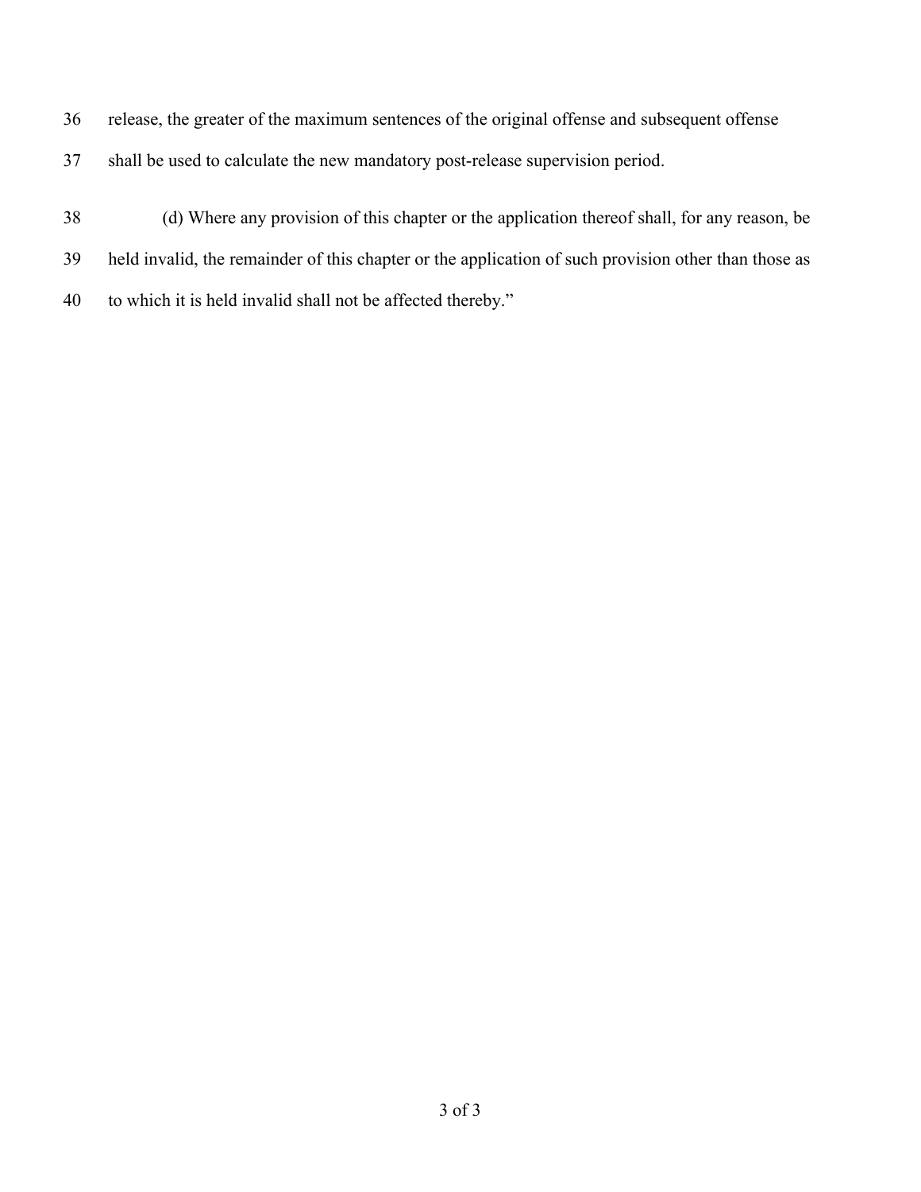release, the greater of the maximum sentences of the original offense and subsequent offense shall be used to calculate the new mandatory post-release supervision period.

(d) Where any provision of this chapter or the application thereof shall, for any reason, be held invalid, the remainder of this chapter or the application of such provision other than those as to which it is held invalid shall not be affected thereby."